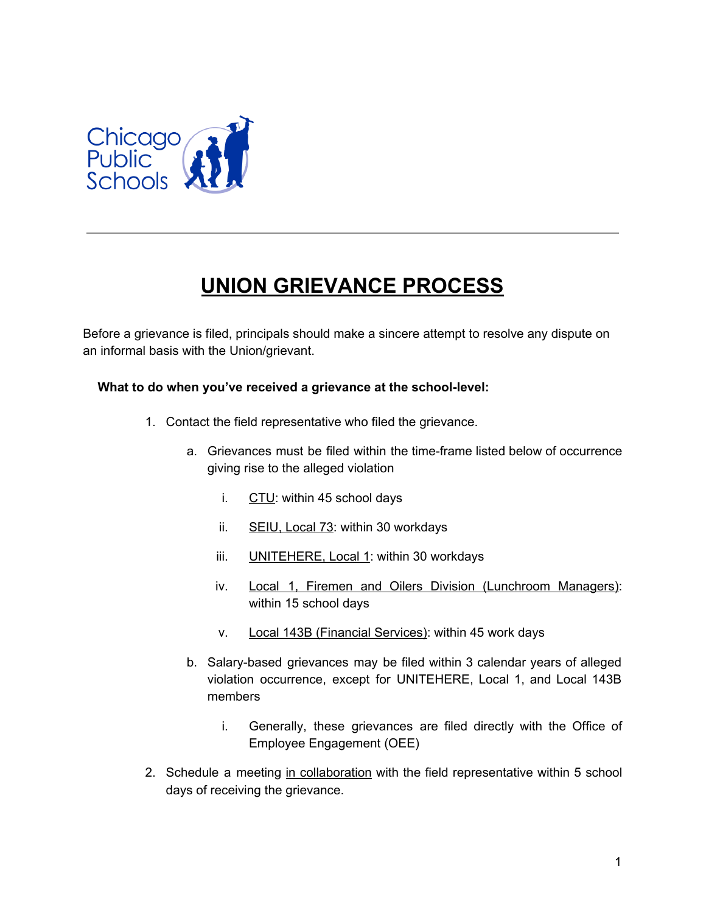# UNION GRIEVANCE PROCESS

Before a grievance is filed, principals should make a sincere attempt to resolve any dispute on an informal basis with the Union/grievant.

**What to do when you've received a grievance at the school-level:**

1. Contact the field representative who filed the grievance.
    a. Grievances must be filed within the time-frame listed below of occurrence giving rise to the alleged violation
        i. CTU: within 45 school days
        ii. SEIU, Local 73: within 30 workdays
        iii. UNITEHERE, Local 1: within 30 workdays
        iv. Local 1, Firemen and Oilers Division (Lunchroom Managers): within 15 school days
        v. Local 143B (Financial Services): within 45 work days
    b. Salary-based grievances may be filed within 3 calendar years of alleged violation occurrence, except for UNITEHERE, Local 1, and Local 143B members
        i. Generally, these grievances are filed directly with the Office of Employee Engagement (OEE)
2. Schedule a meeting in collaboration with the field representative within 5 school days of receiving the grievance.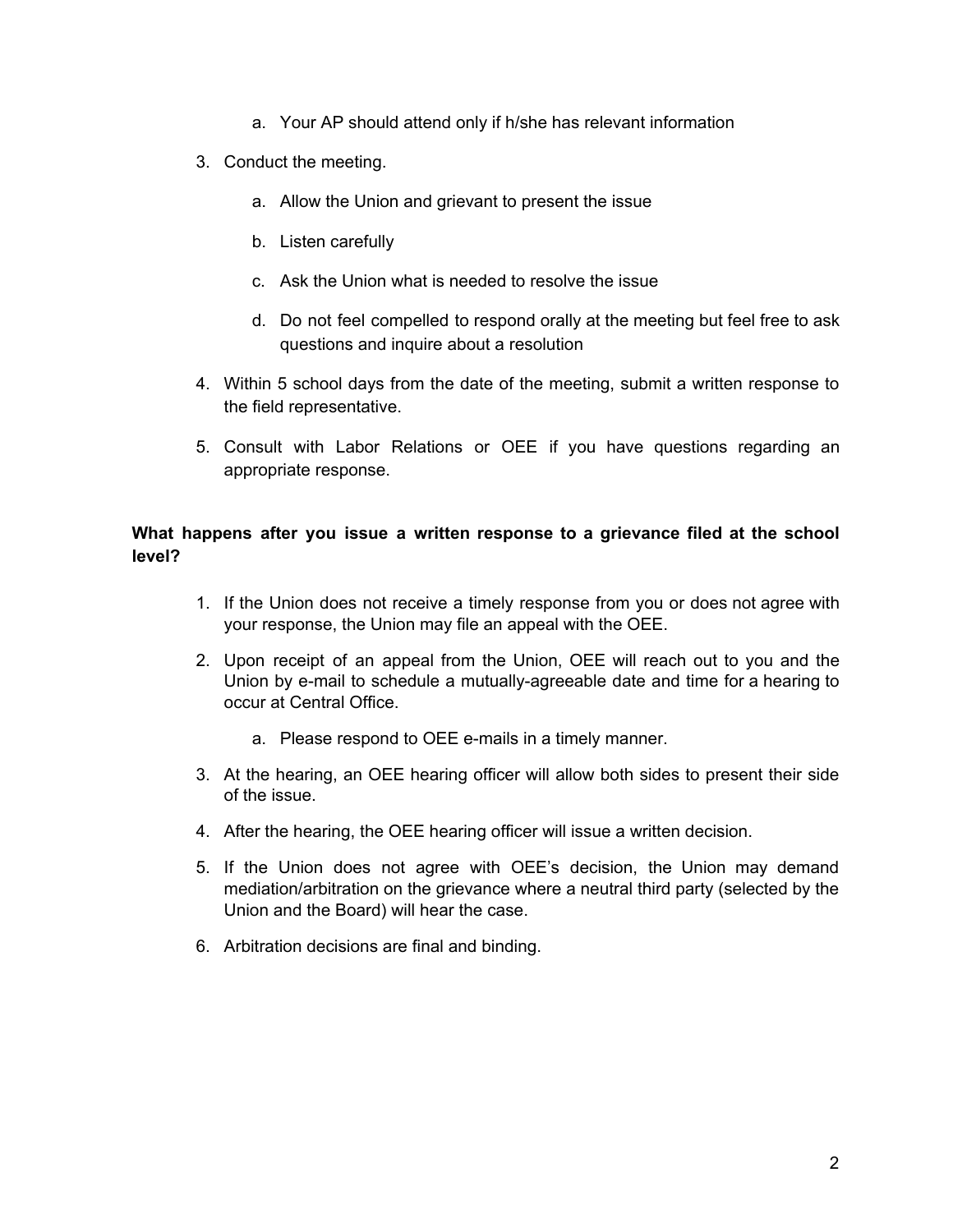a. Your AP should attend only if h/she has relevant information

3. Conduct the meeting.

   a. Allow the Union and grievant to present the issue

   b. Listen carefully

   c. Ask the Union what is needed to resolve the issue

   d. Do not feel compelled to respond orally at the meeting but feel free to ask questions and inquire about a resolution

4. Within 5 school days from the date of the meeting, submit a written response to the field representative.

5. Consult with Labor Relations or OEE if you have questions regarding an appropriate response.

**What happens after you issue a written response to a grievance filed at the school level?**

1. If the Union does not receive a timely response from you or does not agree with your response, the Union may file an appeal with the OEE.

2. Upon receipt of an appeal from the Union, OEE will reach out to you and the Union by e-mail to schedule a mutually-agreeable date and time for a hearing to occur at Central Office.

   a. Please respond to OEE e-mails in a timely manner.

3. At the hearing, an OEE hearing officer will allow both sides to present their side of the issue.

4. After the hearing, the OEE hearing officer will issue a written decision.

5. If the Union does not agree with OEE's decision, the Union may demand mediation/arbitration on the grievance where a neutral third party (selected by the Union and the Board) will hear the case.

6. Arbitration decisions are final and binding.